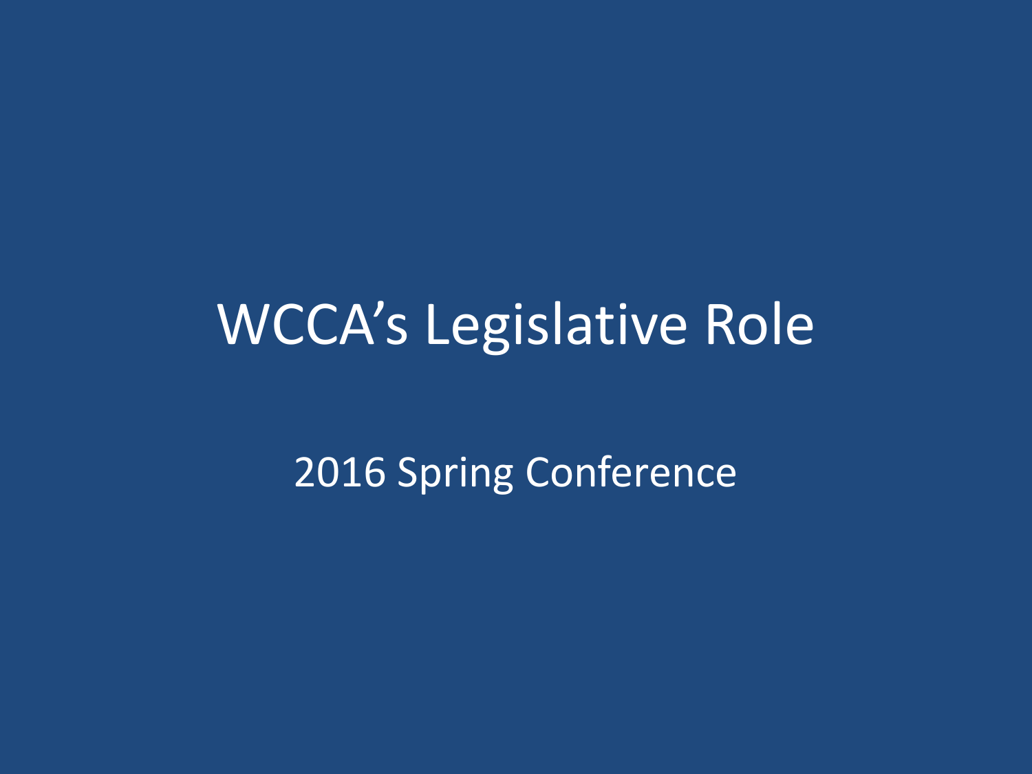# WCCA’s Legislative Role

2016 Spring Conference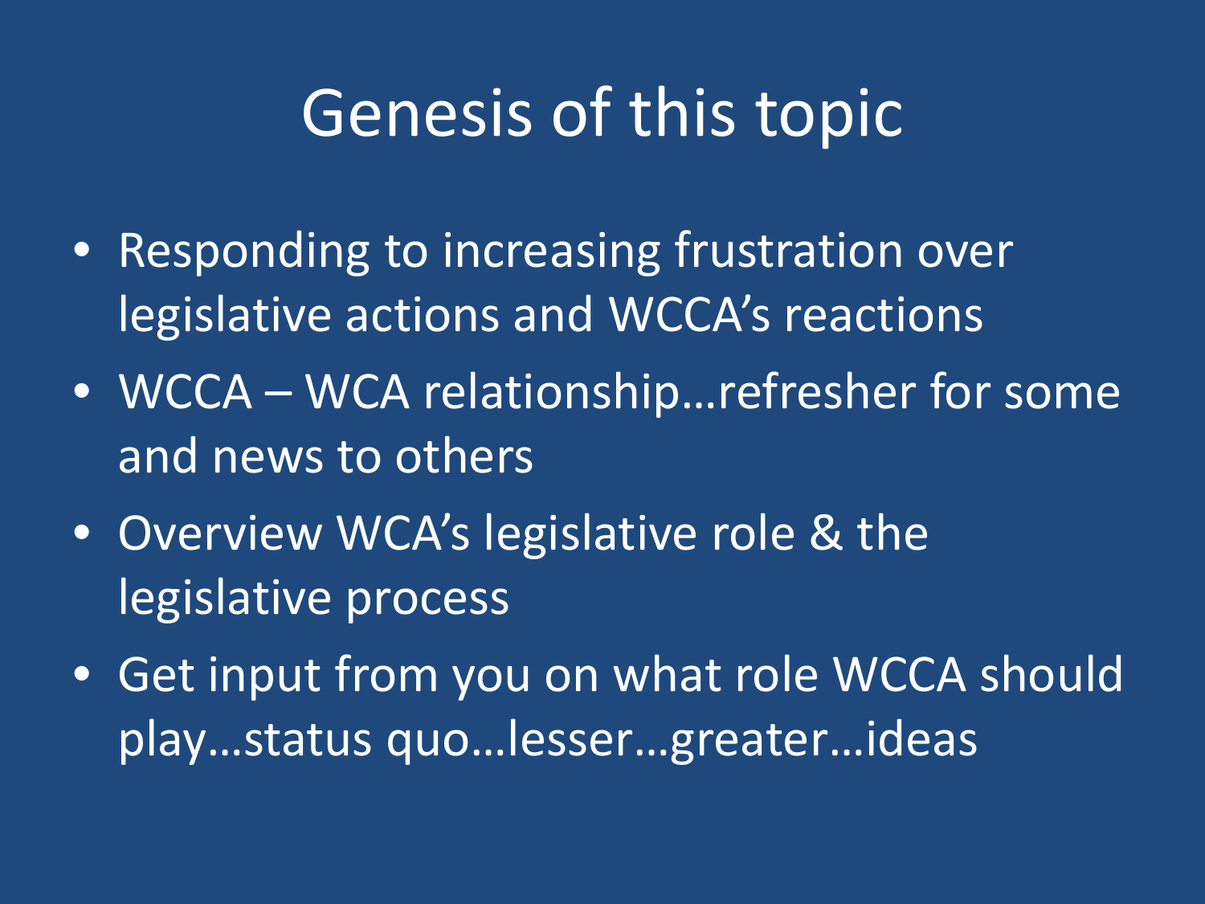# Genesis of this topic

- Responding to increasing frustration over legislative actions and WCCA's reactions
- WCCA – WCA relationship…refresher for some and news to others
- Overview WCA's legislative role & the legislative process
- Get input from you on what role WCCA should play…status quo…lesser…greater…ideas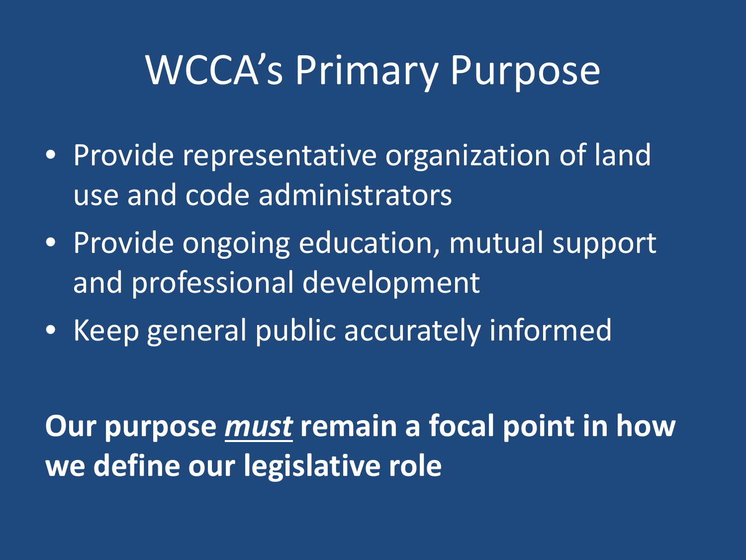# WCCA's Primary Purpose

- Provide representative organization of land use and code administrators
- Provide ongoing education, mutual support and professional development
- Keep general public accurately informed

**Our purpose *must* remain a focal point in how we define our legislative role**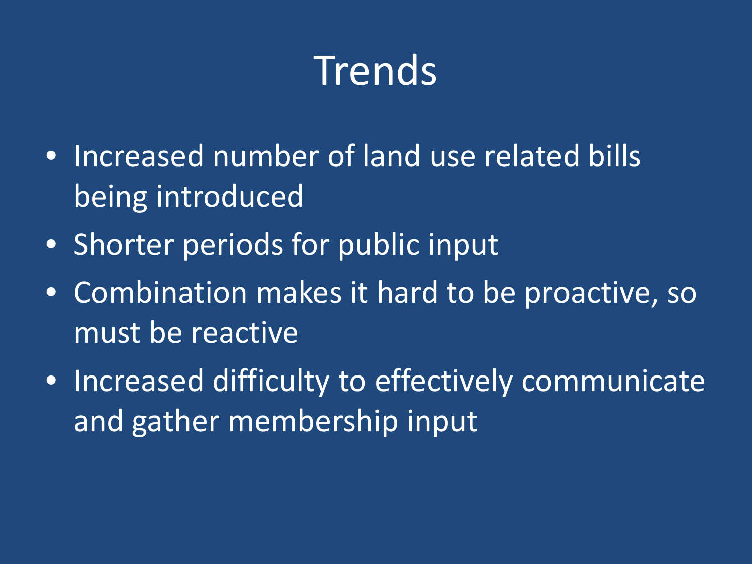# Trends

- Increased number of land use related bills being introduced
- Shorter periods for public input
- Combination makes it hard to be proactive, so must be reactive
- Increased difficulty to effectively communicate and gather membership input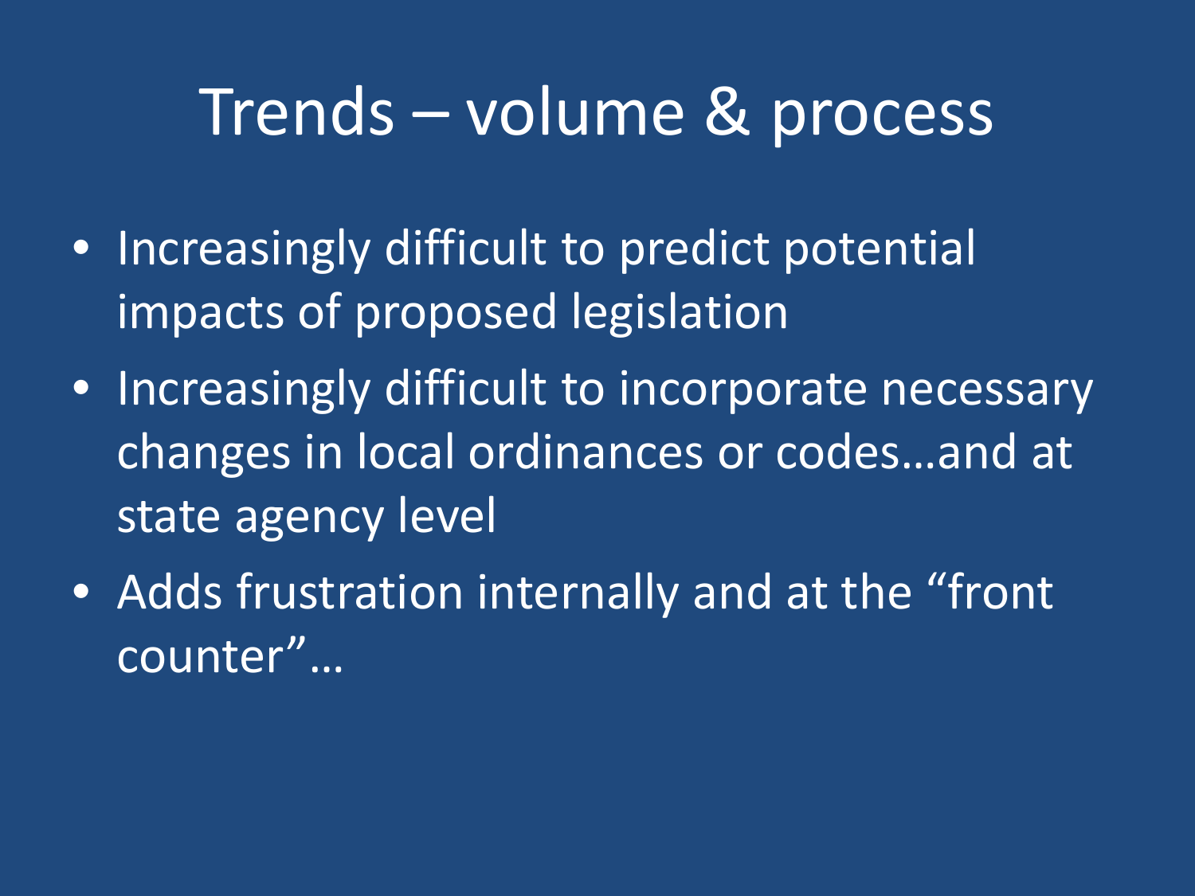# Trends – volume & process

- Increasingly difficult to predict potential impacts of proposed legislation
- Increasingly difficult to incorporate necessary changes in local ordinances or codes…and at state agency level
- Adds frustration internally and at the "front counter"…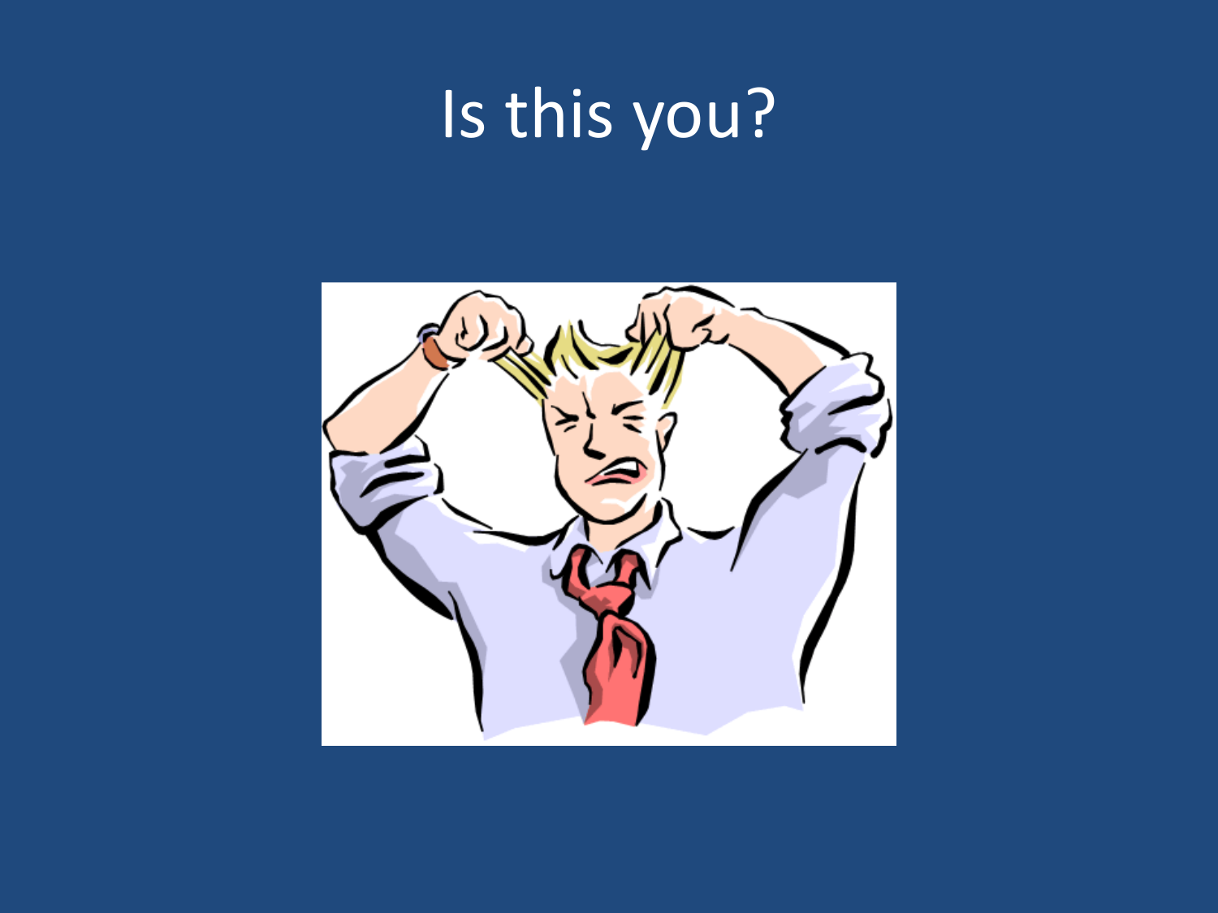# Is this you?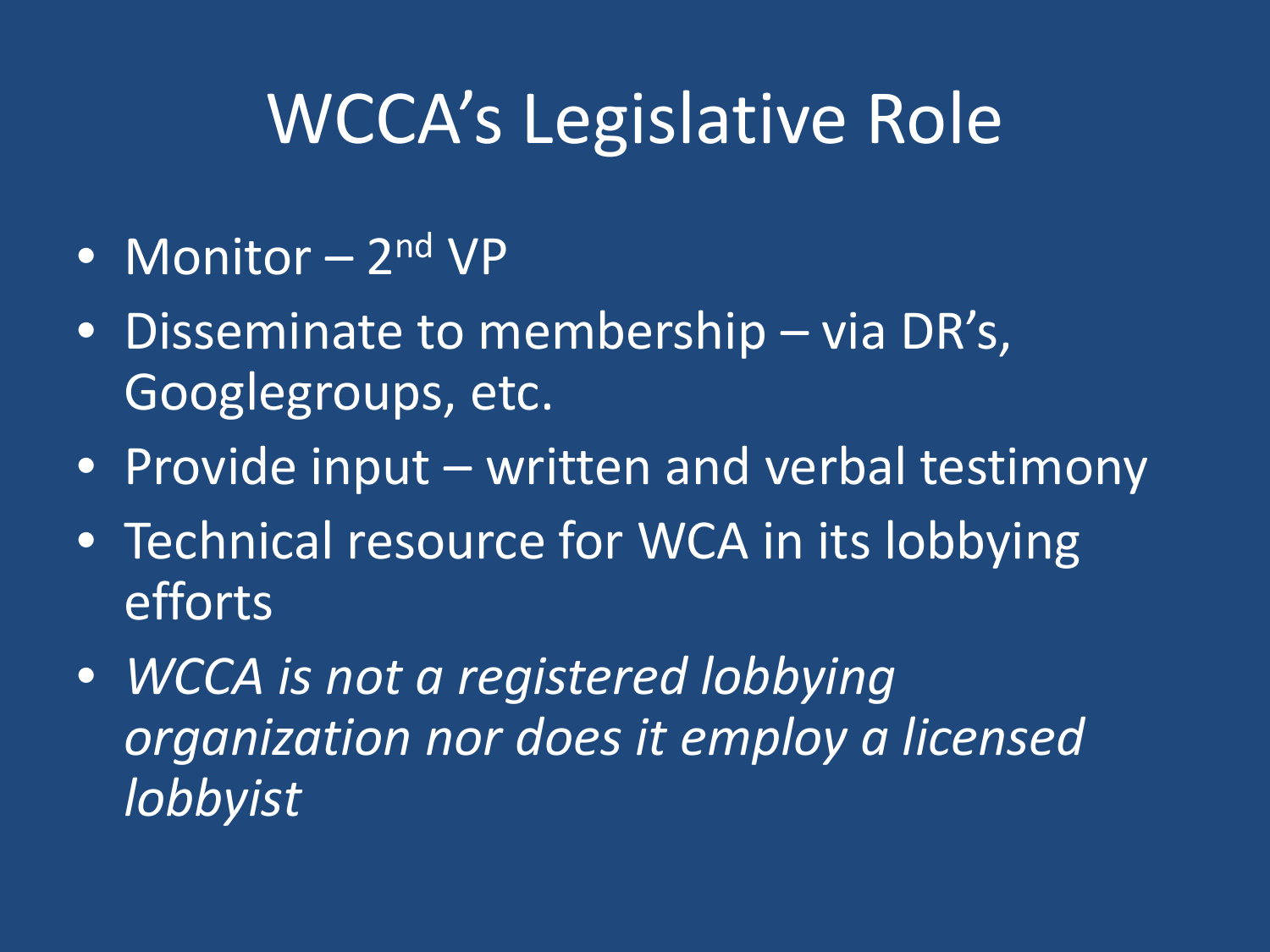# WCCA's Legislative Role

- Monitor – 2nd VP
- Disseminate to membership – via DR's, Googlegroups, etc.
- Provide input – written and verbal testimony
- Technical resource for WCA in its lobbying efforts
- *WCCA is not a registered lobbying organization nor does it employ a licensed lobbyist*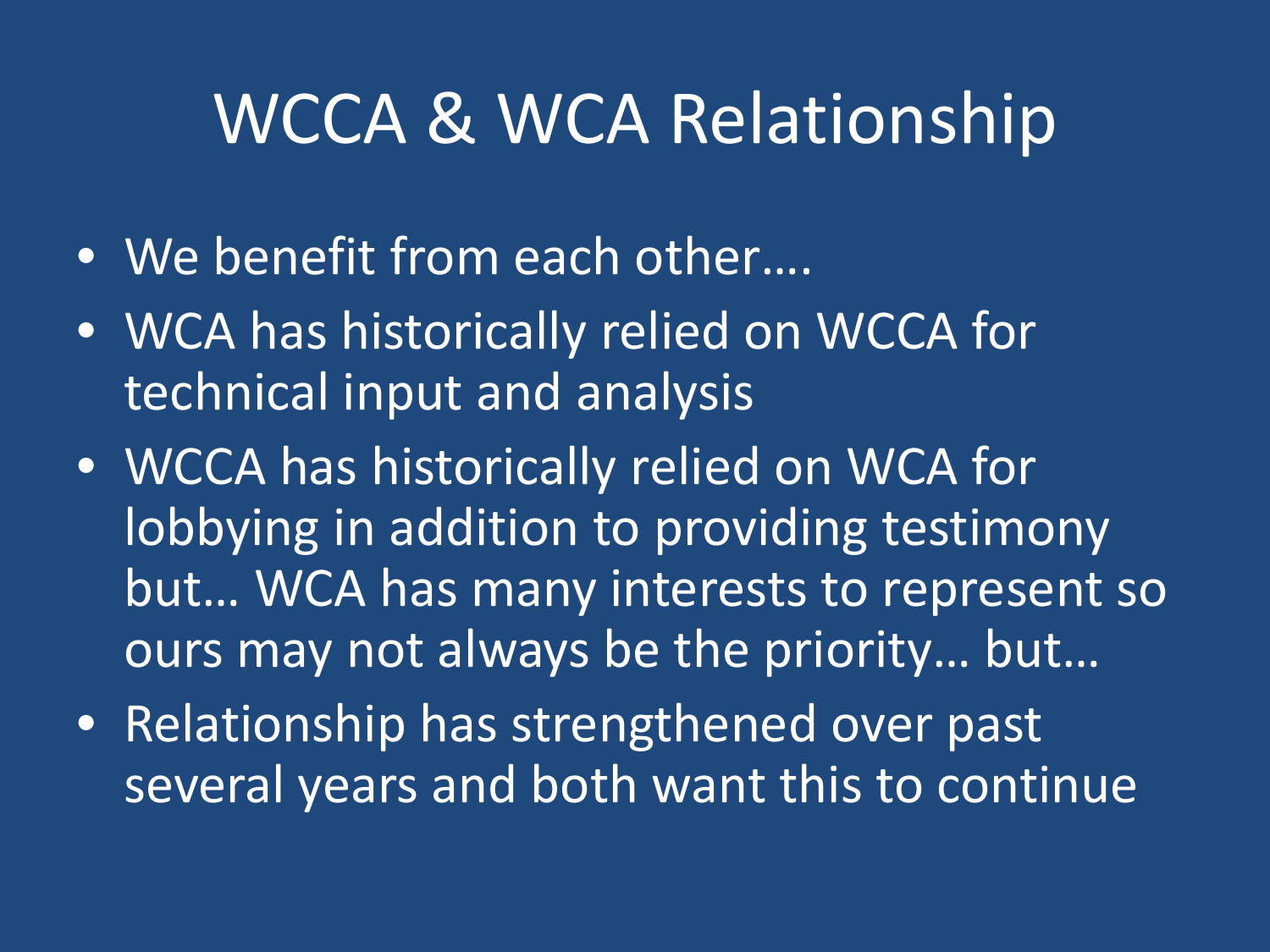# WCCA & WCA Relationship

- We benefit from each other….
- WCA has historically relied on WCCA for technical input and analysis
- WCCA has historically relied on WCA for lobbying in addition to providing testimony but… WCA has many interests to represent so ours may not always be the priority… but…
- Relationship has strengthened over past several years and both want this to continue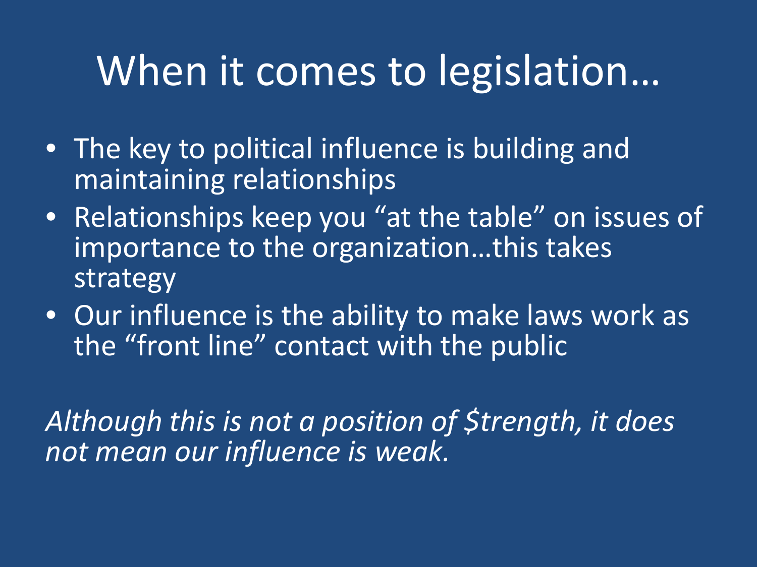# When it comes to legislation…

- The key to political influence is building and maintaining relationships
- Relationships keep you "at the table" on issues of importance to the organization…this takes strategy
- Our influence is the ability to make laws work as the "front line" contact with the public

*Although this is not a position of $trength, it does not mean our influence is weak.*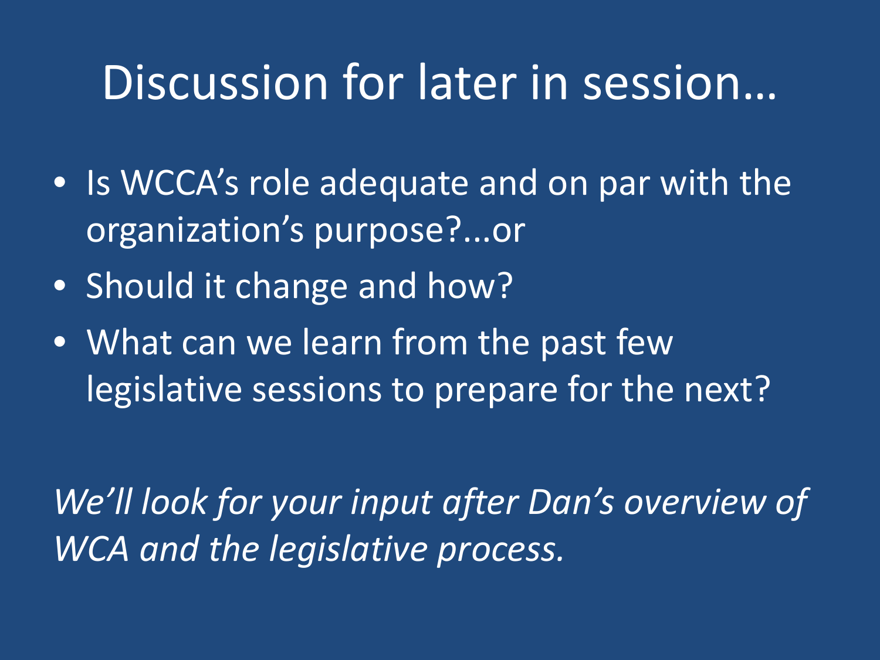# Discussion for later in session…

- Is WCCA's role adequate and on par with the organization's purpose?...or
- Should it change and how?
- What can we learn from the past few legislative sessions to prepare for the next?

*We'll look for your input after Dan's overview of WCA and the legislative process.*